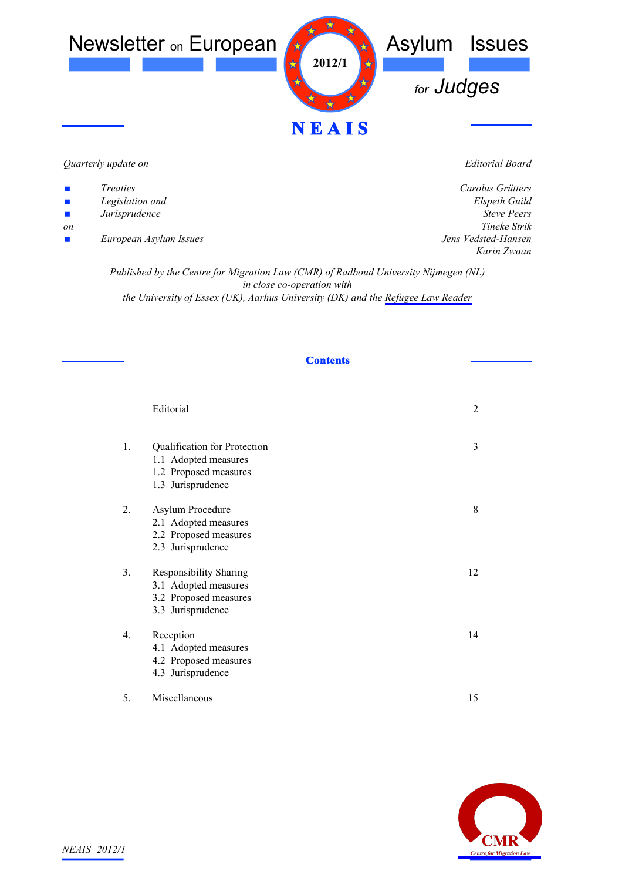# Newsletter on European Asylum Issues for Judges

**2012/1**

**NEAIS**

*Quarterly update on*

- *Treaties*
- *Legislation and*
- *Jurisprudence*

*on*

- *European Asylum Issues*

*Editorial Board*

*Carolus Grütters*
*Elspeth Guild*
*Steve Peers*
*Tineke Strik*
*Jens Vedsted-Hansen*
*Karin Zwaan*

*Published by the Centre for Migration Law (CMR) of Radboud University Nijmegen (NL)*
*in close co-operation with*
*the University of Essex (UK), Aarhus University (DK) and the Refugee Law Reader*

## Contents

| | | |
|---|---|---|
| | Editorial | 2 |
| 1. | Qualification for Protection<br>1.1 Adopted measures<br>1.2 Proposed measures<br>1.3 Jurisprudence | 3 |
| 2. | Asylum Procedure<br>2.1 Adopted measures<br>2.2 Proposed measures<br>2.3 Jurisprudence | 8 |
| 3. | Responsibility Sharing<br>3.1 Adopted measures<br>3.2 Proposed measures<br>3.3 Jurisprudence | 12 |
| 4. | Reception<br>4.1 Adopted measures<br>4.2 Proposed measures<br>4.3 Jurisprudence | 14 |
| 5. | Miscellaneous | 15 |

CMR
Centre for Migration Law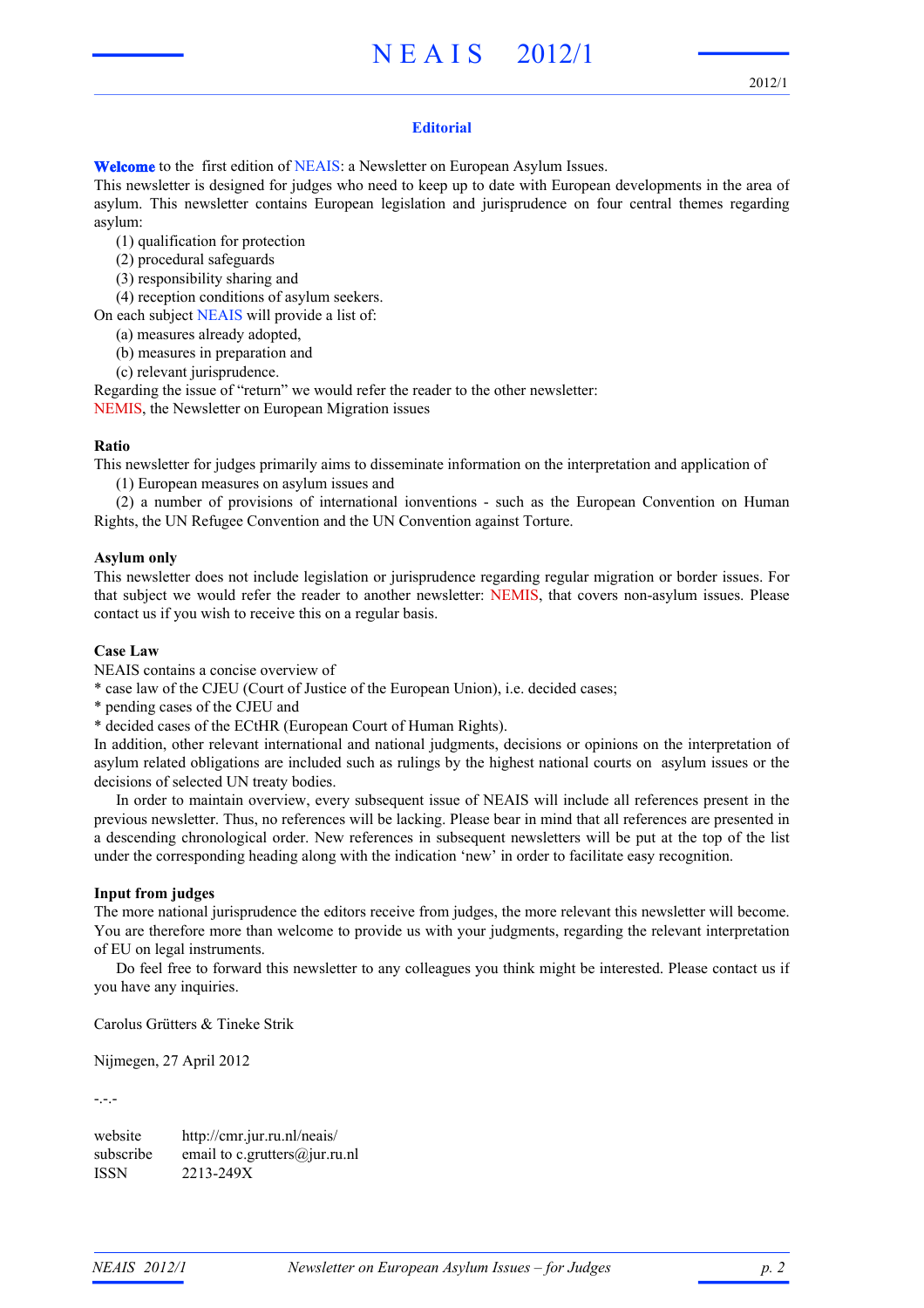## Editorial

**Welcome** to the first edition of NEAIS: a Newsletter on European Asylum Issues.

This newsletter is designed for judges who need to keep up to date with European developments in the area of asylum. This newsletter contains European legislation and jurisprudence on four central themes regarding asylum:

(1) qualification for protection
(2) procedural safeguards
(3) responsibility sharing and
(4) reception conditions of asylum seekers.

On each subject NEAIS will provide a list of:

(a) measures already adopted,
(b) measures in preparation and
(c) relevant jurisprudence.

Regarding the issue of "return" we would refer the reader to the other newsletter:
NEMIS, the Newsletter on European Migration issues

**Ratio**

This newsletter for judges primarily aims to disseminate information on the interpretation and application of

(1) European measures on asylum issues and
(2) a number of provisions of international ionventions - such as the European Convention on Human Rights, the UN Refugee Convention and the UN Convention against Torture.

**Asylum only**

This newsletter does not include legislation or jurisprudence regarding regular migration or border issues. For that subject we would refer the reader to another newsletter: NEMIS, that covers non-asylum issues. Please contact us if you wish to receive this on a regular basis.

**Case Law**

NEAIS contains a concise overview of

* case law of the CJEU (Court of Justice of the European Union), i.e. decided cases;
* pending cases of the CJEU and
* decided cases of the ECtHR (European Court of Human Rights).

In addition, other relevant international and national judgments, decisions or opinions on the interpretation of asylum related obligations are included such as rulings by the highest national courts on asylum issues or the decisions of selected UN treaty bodies.

In order to maintain overview, every subsequent issue of NEAIS will include all references present in the previous newsletter. Thus, no references will be lacking. Please bear in mind that all references are presented in a descending chronological order. New references in subsequent newsletters will be put at the top of the list under the corresponding heading along with the indication 'new' in order to facilitate easy recognition.

**Input from judges**

The more national jurisprudence the editors receive from judges, the more relevant this newsletter will become. You are therefore more than welcome to provide us with your judgments, regarding the relevant interpretation of EU on legal instruments.

Do feel free to forward this newsletter to any colleagues you think might be interested. Please contact us if you have any inquiries.

Carolus Grütters & Tineke Strik

Nijmegen, 27 April 2012

-.-.-

website http://cmr.jur.ru.nl/neais/
subscribe email to c.grutters@jur.ru.nl
ISSN 2213-249X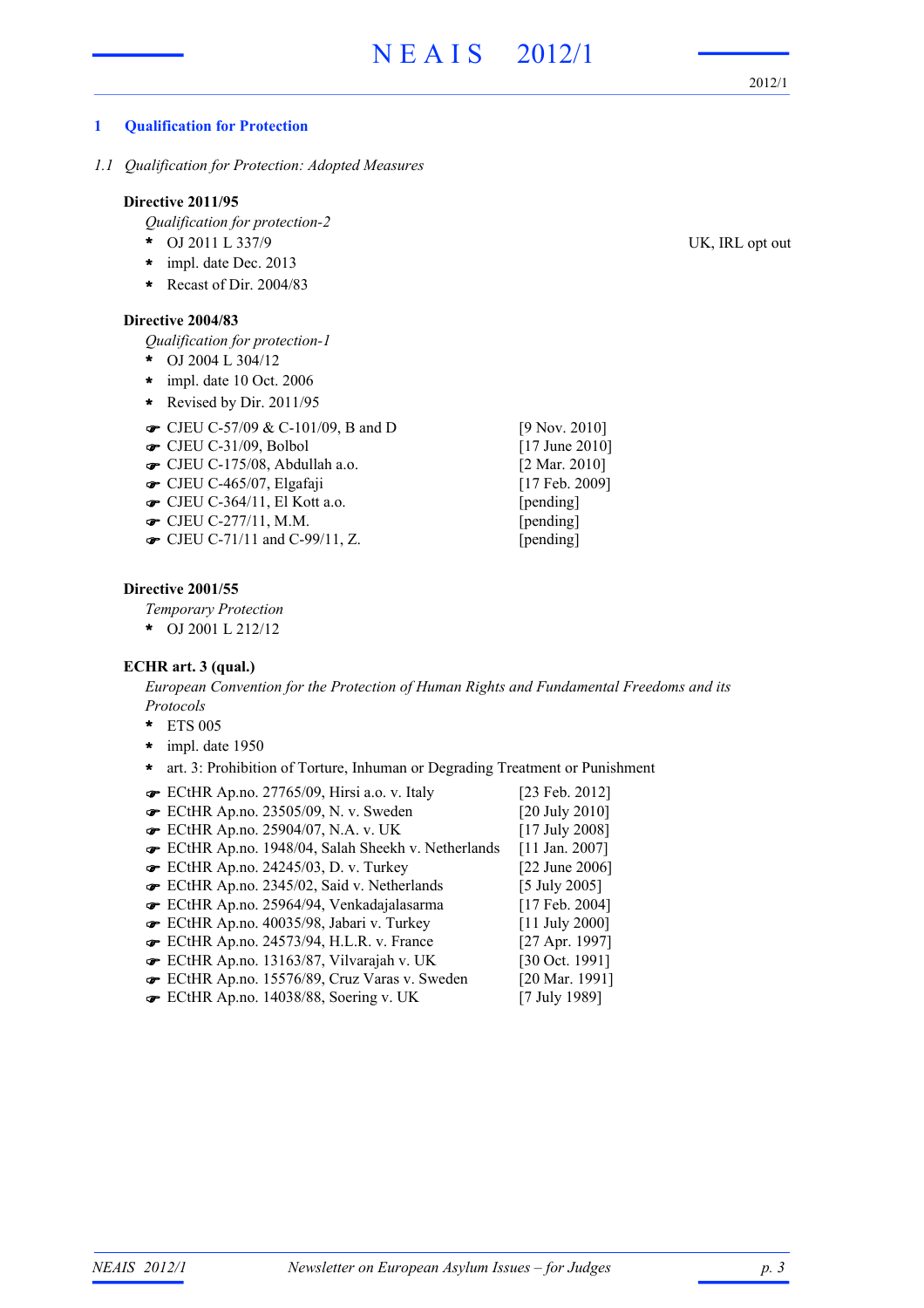## 1 Qualification for Protection

### *1.1 Qualification for Protection: Adopted Measures*

**Directive 2011/95**

*Qualification for protection-2*

- OJ 2011 L 337/9 — UK, IRL opt out
- impl. date Dec. 2013
- Recast of Dir. 2004/83

**Directive 2004/83**

*Qualification for protection-1*

- OJ 2004 L 304/12
- impl. date 10 Oct. 2006
- Revised by Dir. 2011/95

| Case | Date |
|---|---|
| ☞ CJEU C-57/09 & C-101/09, B and D | [9 Nov. 2010] |
| ☞ CJEU C-31/09, Bolbol | [17 June 2010] |
| ☞ CJEU C-175/08, Abdullah a.o. | [2 Mar. 2010] |
| ☞ CJEU C-465/07, Elgafaji | [17 Feb. 2009] |
| ☞ CJEU C-364/11, El Kott a.o. | [pending] |
| ☞ CJEU C-277/11, M.M. | [pending] |
| ☞ CJEU C-71/11 and C-99/11, Z. | [pending] |

**Directive 2001/55**

*Temporary Protection*

- OJ 2001 L 212/12

**ECHR art. 3 (qual.)**

*European Convention for the Protection of Human Rights and Fundamental Freedoms and its Protocols*

- ETS 005
- impl. date 1950
- art. 3: Prohibition of Torture, Inhuman or Degrading Treatment or Punishment

| Case | Date |
|---|---|
| ☞ ECtHR Ap.no. 27765/09, Hirsi a.o. v. Italy | [23 Feb. 2012] |
| ☞ ECtHR Ap.no. 23505/09, N. v. Sweden | [20 July 2010] |
| ☞ ECtHR Ap.no. 25904/07, N.A. v. UK | [17 July 2008] |
| ☞ ECtHR Ap.no. 1948/04, Salah Sheekh v. Netherlands | [11 Jan. 2007] |
| ☞ ECtHR Ap.no. 24245/03, D. v. Turkey | [22 June 2006] |
| ☞ ECtHR Ap.no. 2345/02, Said v. Netherlands | [5 July 2005] |
| ☞ ECtHR Ap.no. 25964/94, Venkadajalasarma | [17 Feb. 2004] |
| ☞ ECtHR Ap.no. 40035/98, Jabari v. Turkey | [11 July 2000] |
| ☞ ECtHR Ap.no. 24573/94, H.L.R. v. France | [27 Apr. 1997] |
| ☞ ECtHR Ap.no. 13163/87, Vilvarajah v. UK | [30 Oct. 1991] |
| ☞ ECtHR Ap.no. 15576/89, Cruz Varas v. Sweden | [20 Mar. 1991] |
| ☞ ECtHR Ap.no. 14038/88, Soering v. UK | [7 July 1989] |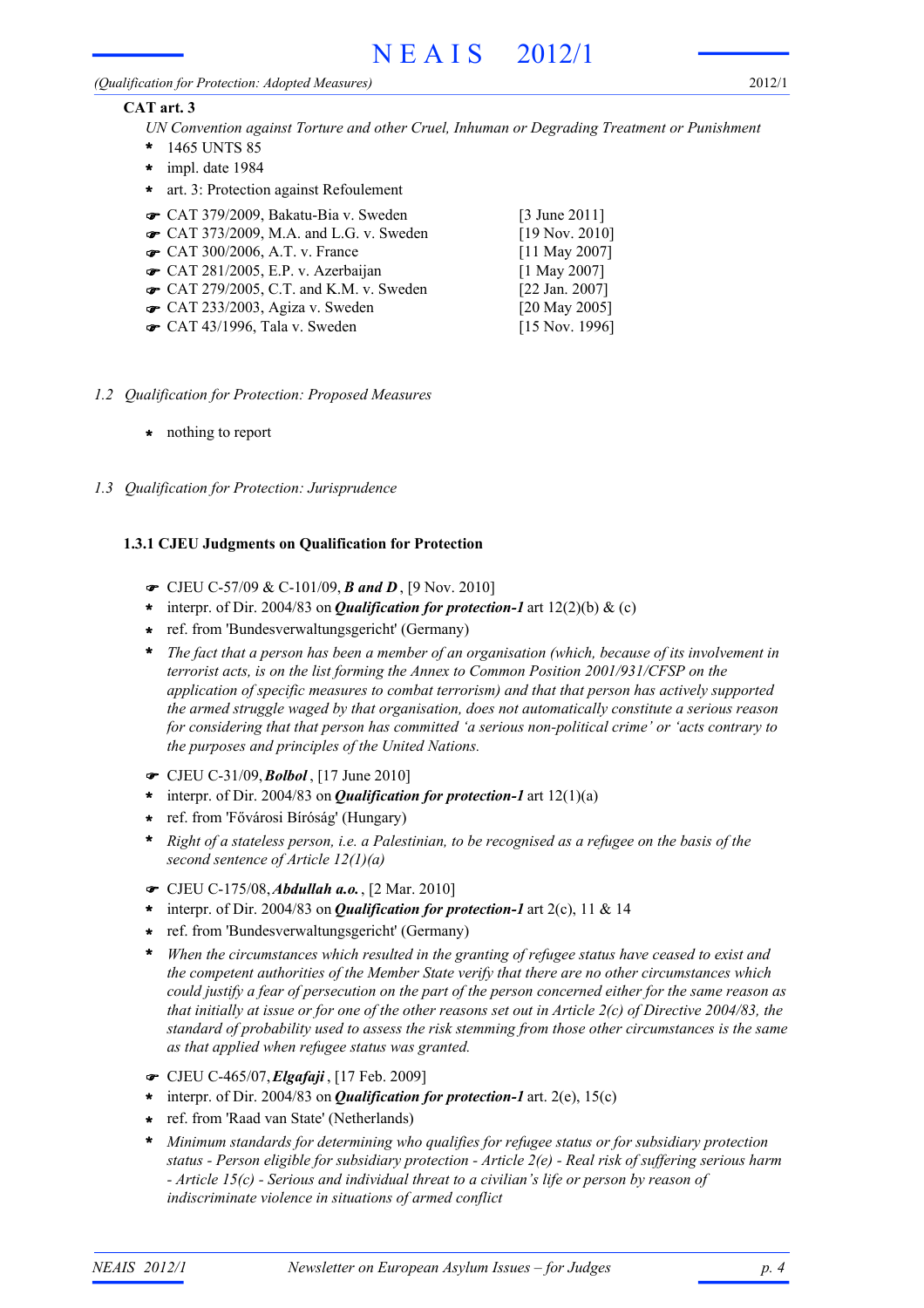**CAT art. 3**

*UN Convention against Torture and other Cruel, Inhuman or Degrading Treatment or Punishment*

- 1465 UNTS 85
- impl. date 1984
- art. 3: Protection against Refoulement

| | |
|---|---|
| ☛ CAT 379/2009, Bakatu-Bia v. Sweden | [3 June 2011] |
| ☛ CAT 373/2009, M.A. and L.G. v. Sweden | [19 Nov. 2010] |
| ☛ CAT 300/2006, A.T. v. France | [11 May 2007] |
| ☛ CAT 281/2005, E.P. v. Azerbaijan | [1 May 2007] |
| ☛ CAT 279/2005, C.T. and K.M. v. Sweden | [22 Jan. 2007] |
| ☛ CAT 233/2003, Agiza v. Sweden | [20 May 2005] |
| ☛ CAT 43/1996, Tala v. Sweden | [15 Nov. 1996] |

## *1.2 Qualification for Protection: Proposed Measures*

- nothing to report

## *1.3 Qualification for Protection: Jurisprudence*

### 1.3.1 CJEU Judgments on Qualification for Protection

☛ CJEU C-57/09 & C-101/09, ***B and D***, [9 Nov. 2010]

- interpr. of Dir. 2004/83 on ***Qualification for protection-1*** art 12(2)(b) & (c)
- ref. from 'Bundesverwaltungsgericht' (Germany)
- *The fact that a person has been a member of an organisation (which, because of its involvement in terrorist acts, is on the list forming the Annex to Common Position 2001/931/CFSP on the application of specific measures to combat terrorism) and that that person has actively supported the armed struggle waged by that organisation, does not automatically constitute a serious reason for considering that that person has committed 'a serious non-political crime' or 'acts contrary to the purposes and principles of the United Nations.*

☛ CJEU C-31/09, ***Bolbol***, [17 June 2010]

- interpr. of Dir. 2004/83 on ***Qualification for protection-1*** art 12(1)(a)
- ref. from 'Fővárosi Bíróság' (Hungary)
- *Right of a stateless person, i.e. a Palestinian, to be recognised as a refugee on the basis of the second sentence of Article 12(1)(a)*

☛ CJEU C-175/08, ***Abdullah a.o.***, [2 Mar. 2010]

- interpr. of Dir. 2004/83 on ***Qualification for protection-1*** art 2(c), 11 & 14
- ref. from 'Bundesverwaltungsgericht' (Germany)
- *When the circumstances which resulted in the granting of refugee status have ceased to exist and the competent authorities of the Member State verify that there are no other circumstances which could justify a fear of persecution on the part of the person concerned either for the same reason as that initially at issue or for one of the other reasons set out in Article 2(c) of Directive 2004/83, the standard of probability used to assess the risk stemming from those other circumstances is the same as that applied when refugee status was granted.*

☛ CJEU C-465/07, ***Elgafaji***, [17 Feb. 2009]

- interpr. of Dir. 2004/83 on ***Qualification for protection-1*** art. 2(e), 15(c)
- ref. from 'Raad van State' (Netherlands)
- *Minimum standards for determining who qualifies for refugee status or for subsidiary protection status - Person eligible for subsidiary protection - Article 2(e) - Real risk of suffering serious harm - Article 15(c) - Serious and individual threat to a civilian's life or person by reason of indiscriminate violence in situations of armed conflict*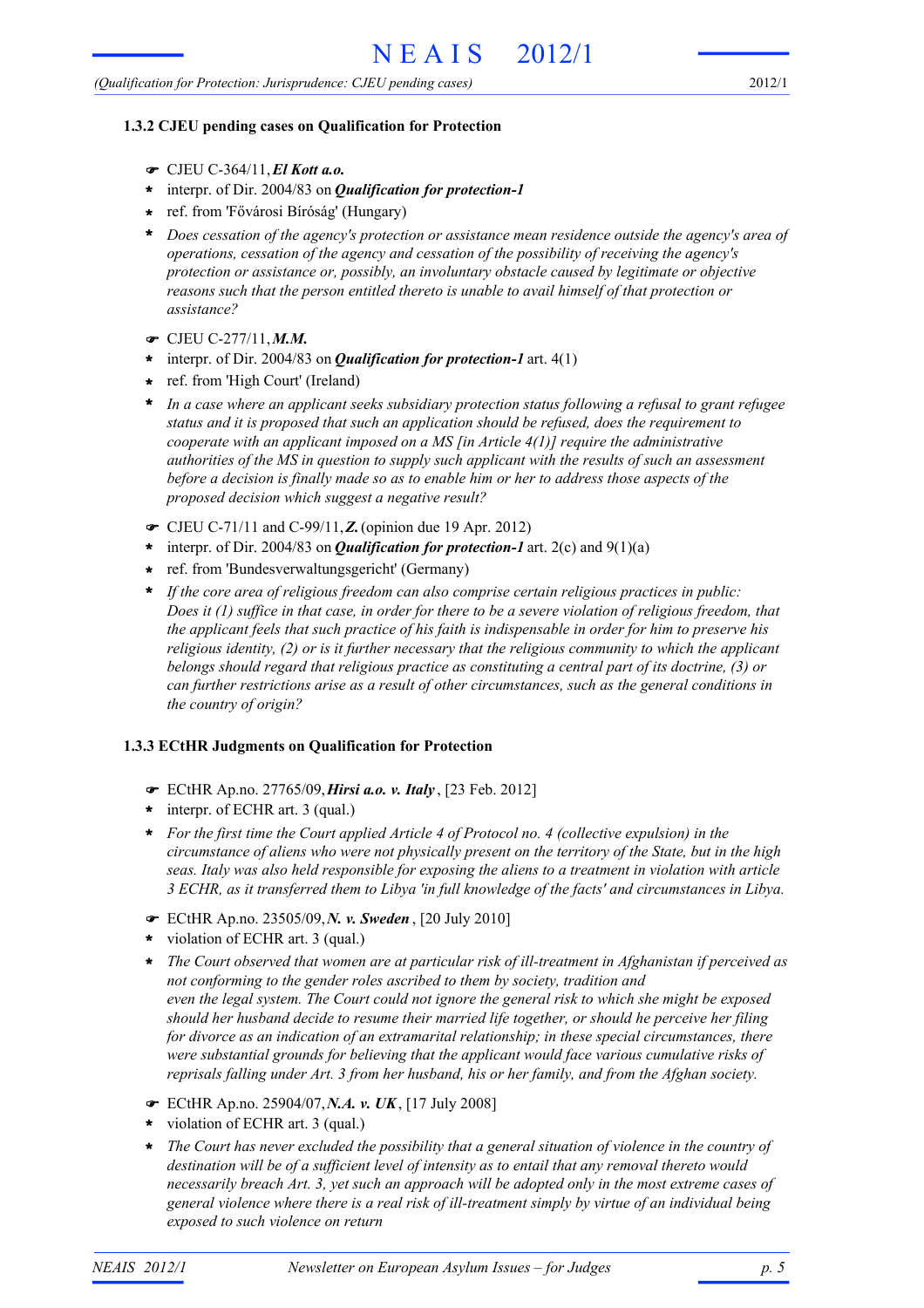### 1.3.2 CJEU pending cases on Qualification for Protection

- ☛ CJEU C-364/11, ***El Kott a.o.***
- interpr. of Dir. 2004/83 on ***Qualification for protection-1***
- ref. from 'Fővárosi Bíróság' (Hungary)
- *Does cessation of the agency's protection or assistance mean residence outside the agency's area of operations, cessation of the agency and cessation of the possibility of receiving the agency's protection or assistance or, possibly, an involuntary obstacle caused by legitimate or objective reasons such that the person entitled thereto is unable to avail himself of that protection or assistance?*

- ☛ CJEU C-277/11, ***M.M.***
- interpr. of Dir. 2004/83 on ***Qualification for protection-1*** art. 4(1)
- ref. from 'High Court' (Ireland)
- *In a case where an applicant seeks subsidiary protection status following a refusal to grant refugee status and it is proposed that such an application should be refused, does the requirement to cooperate with an applicant imposed on a MS [in Article 4(1)] require the administrative authorities of the MS in question to supply such applicant with the results of such an assessment before a decision is finally made so as to enable him or her to address those aspects of the proposed decision which suggest a negative result?*

- ☛ CJEU C-71/11 and C-99/11, ***Z.*** (opinion due 19 Apr. 2012)
- interpr. of Dir. 2004/83 on ***Qualification for protection-1*** art. 2(c) and 9(1)(a)
- ref. from 'Bundesverwaltungsgericht' (Germany)
- *If the core area of religious freedom can also comprise certain religious practices in public: Does it (1) suffice in that case, in order for there to be a severe violation of religious freedom, that the applicant feels that such practice of his faith is indispensable in order for him to preserve his religious identity, (2) or is it further necessary that the religious community to which the applicant belongs should regard that religious practice as constituting a central part of its doctrine, (3) or can further restrictions arise as a result of other circumstances, such as the general conditions in the country of origin?*

### 1.3.3 ECtHR Judgments on Qualification for Protection

- ☛ ECtHR Ap.no. 27765/09, ***Hirsi a.o. v. Italy***, [23 Feb. 2012]
- interpr. of ECHR art. 3 (qual.)
- *For the first time the Court applied Article 4 of Protocol no. 4 (collective expulsion) in the circumstance of aliens who were not physically present on the territory of the State, but in the high seas. Italy was also held responsible for exposing the aliens to a treatment in violation with article 3 ECHR, as it transferred them to Libya 'in full knowledge of the facts' and circumstances in Libya.*

- ☛ ECtHR Ap.no. 23505/09, ***N. v. Sweden***, [20 July 2010]
- violation of ECHR art. 3 (qual.)
- *The Court observed that women are at particular risk of ill-treatment in Afghanistan if perceived as not conforming to the gender roles ascribed to them by society, tradition and even the legal system. The Court could not ignore the general risk to which she might be exposed should her husband decide to resume their married life together, or should he perceive her filing for divorce as an indication of an extramarital relationship; in these special circumstances, there were substantial grounds for believing that the applicant would face various cumulative risks of reprisals falling under Art. 3 from her husband, his or her family, and from the Afghan society.*

- ☛ ECtHR Ap.no. 25904/07, ***N.A. v. UK***, [17 July 2008]
- violation of ECHR art. 3 (qual.)
- *The Court has never excluded the possibility that a general situation of violence in the country of destination will be of a sufficient level of intensity as to entail that any removal thereto would necessarily breach Art. 3, yet such an approach will be adopted only in the most extreme cases of general violence where there is a real risk of ill-treatment simply by virtue of an individual being exposed to such violence on return*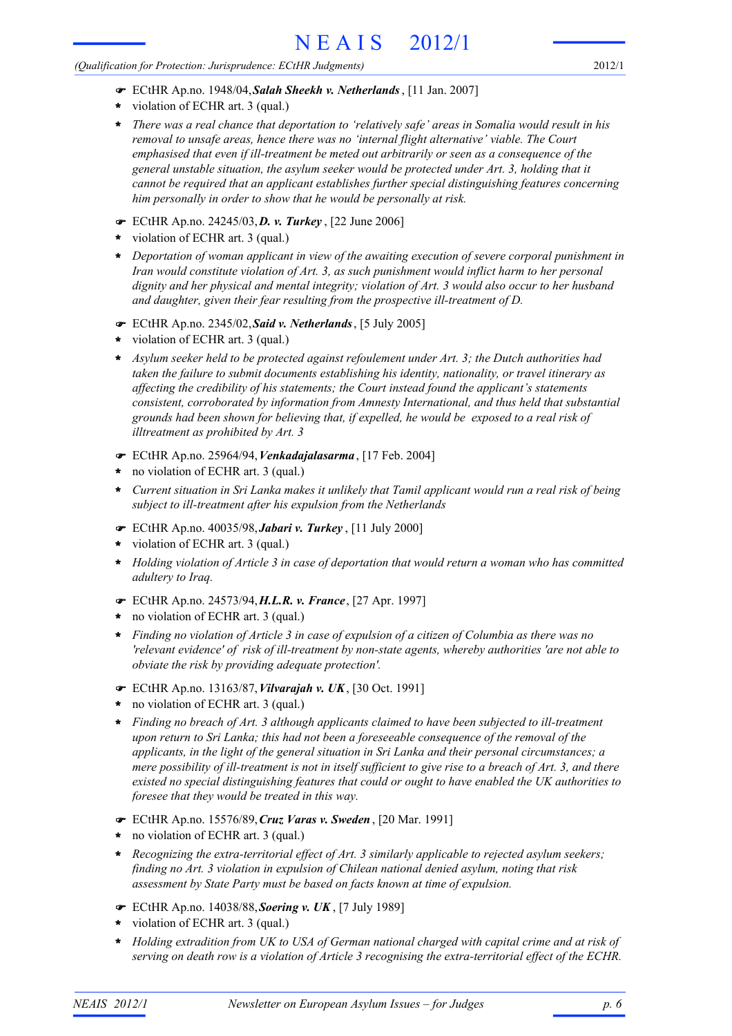- ☛ ECtHR Ap.no. 1948/04, ***Salah Sheekh v. Netherlands***, [11 Jan. 2007]
- \* violation of ECHR art. 3 (qual.)
- \* *There was a real chance that deportation to 'relatively safe' areas in Somalia would result in his removal to unsafe areas, hence there was no 'internal flight alternative' viable. The Court emphasised that even if ill-treatment be meted out arbitrarily or seen as a consequence of the general unstable situation, the asylum seeker would be protected under Art. 3, holding that it cannot be required that an applicant establishes further special distinguishing features concerning him personally in order to show that he would be personally at risk.*

- ☛ ECtHR Ap.no. 24245/03, ***D. v. Turkey***, [22 June 2006]
- \* violation of ECHR art. 3 (qual.)
- \* *Deportation of woman applicant in view of the awaiting execution of severe corporal punishment in Iran would constitute violation of Art. 3, as such punishment would inflict harm to her personal dignity and her physical and mental integrity; violation of Art. 3 would also occur to her husband and daughter, given their fear resulting from the prospective ill-treatment of D.*

- ☛ ECtHR Ap.no. 2345/02, ***Said v. Netherlands***, [5 July 2005]
- \* violation of ECHR art. 3 (qual.)
- \* *Asylum seeker held to be protected against refoulement under Art. 3; the Dutch authorities had taken the failure to submit documents establishing his identity, nationality, or travel itinerary as affecting the credibility of his statements; the Court instead found the applicant's statements consistent, corroborated by information from Amnesty International, and thus held that substantial grounds had been shown for believing that, if expelled, he would be exposed to a real risk of illtreatment as prohibited by Art. 3*

- ☛ ECtHR Ap.no. 25964/94, ***Venkadajalasarma***, [17 Feb. 2004]
- \* no violation of ECHR art. 3 (qual.)
- \* *Current situation in Sri Lanka makes it unlikely that Tamil applicant would run a real risk of being subject to ill-treatment after his expulsion from the Netherlands*

- ☛ ECtHR Ap.no. 40035/98, ***Jabari v. Turkey***, [11 July 2000]
- \* violation of ECHR art. 3 (qual.)
- \* *Holding violation of Article 3 in case of deportation that would return a woman who has committed adultery to Iraq.*

- ☛ ECtHR Ap.no. 24573/94, ***H.L.R. v. France***, [27 Apr. 1997]
- \* no violation of ECHR art. 3 (qual.)
- \* *Finding no violation of Article 3 in case of expulsion of a citizen of Columbia as there was no 'relevant evidence' of risk of ill-treatment by non-state agents, whereby authorities 'are not able to obviate the risk by providing adequate protection'.*

- ☛ ECtHR Ap.no. 13163/87, ***Vilvarajah v. UK***, [30 Oct. 1991]
- \* no violation of ECHR art. 3 (qual.)
- \* *Finding no breach of Art. 3 although applicants claimed to have been subjected to ill-treatment upon return to Sri Lanka; this had not been a foreseeable consequence of the removal of the applicants, in the light of the general situation in Sri Lanka and their personal circumstances; a mere possibility of ill-treatment is not in itself sufficient to give rise to a breach of Art. 3, and there existed no special distinguishing features that could or ought to have enabled the UK authorities to foresee that they would be treated in this way.*

- ☛ ECtHR Ap.no. 15576/89, ***Cruz Varas v. Sweden***, [20 Mar. 1991]
- \* no violation of ECHR art. 3 (qual.)
- \* *Recognizing the extra-territorial effect of Art. 3 similarly applicable to rejected asylum seekers; finding no Art. 3 violation in expulsion of Chilean national denied asylum, noting that risk assessment by State Party must be based on facts known at time of expulsion.*

- ☛ ECtHR Ap.no. 14038/88, ***Soering v. UK***, [7 July 1989]
- \* violation of ECHR art. 3 (qual.)
- \* *Holding extradition from UK to USA of German national charged with capital crime and at risk of serving on death row is a violation of Article 3 recognising the extra-territorial effect of the ECHR.*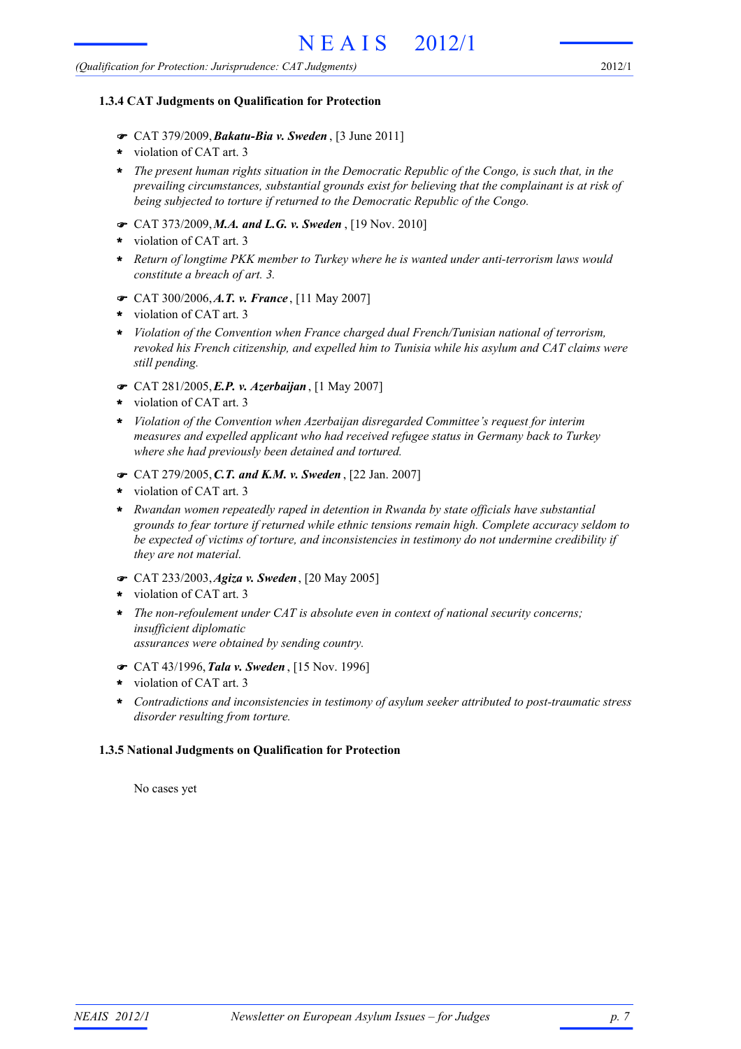### 1.3.4 CAT Judgments on Qualification for Protection

☛ CAT 379/2009, ***Bakatu-Bia v. Sweden***, [3 June 2011]

* violation of CAT art. 3
* *The present human rights situation in the Democratic Republic of the Congo, is such that, in the prevailing circumstances, substantial grounds exist for believing that the complainant is at risk of being subjected to torture if returned to the Democratic Republic of the Congo.*

☛ CAT 373/2009, ***M.A. and L.G. v. Sweden***, [19 Nov. 2010]

* violation of CAT art. 3
* *Return of longtime PKK member to Turkey where he is wanted under anti-terrorism laws would constitute a breach of art. 3.*

☛ CAT 300/2006, ***A.T. v. France***, [11 May 2007]

* violation of CAT art. 3
* *Violation of the Convention when France charged dual French/Tunisian national of terrorism, revoked his French citizenship, and expelled him to Tunisia while his asylum and CAT claims were still pending.*

☛ CAT 281/2005, ***E.P. v. Azerbaijan***, [1 May 2007]

* violation of CAT art. 3
* *Violation of the Convention when Azerbaijan disregarded Committee's request for interim measures and expelled applicant who had received refugee status in Germany back to Turkey where she had previously been detained and tortured.*

☛ CAT 279/2005, ***C.T. and K.M. v. Sweden***, [22 Jan. 2007]

* violation of CAT art. 3
* *Rwandan women repeatedly raped in detention in Rwanda by state officials have substantial grounds to fear torture if returned while ethnic tensions remain high. Complete accuracy seldom to be expected of victims of torture, and inconsistencies in testimony do not undermine credibility if they are not material.*

☛ CAT 233/2003, ***Agiza v. Sweden***, [20 May 2005]

* violation of CAT art. 3
* *The non-refoulement under CAT is absolute even in context of national security concerns; insufficient diplomatic assurances were obtained by sending country.*

☛ CAT 43/1996, ***Tala v. Sweden***, [15 Nov. 1996]

* violation of CAT art. 3
* *Contradictions and inconsistencies in testimony of asylum seeker attributed to post-traumatic stress disorder resulting from torture.*

### 1.3.5 National Judgments on Qualification for Protection

No cases yet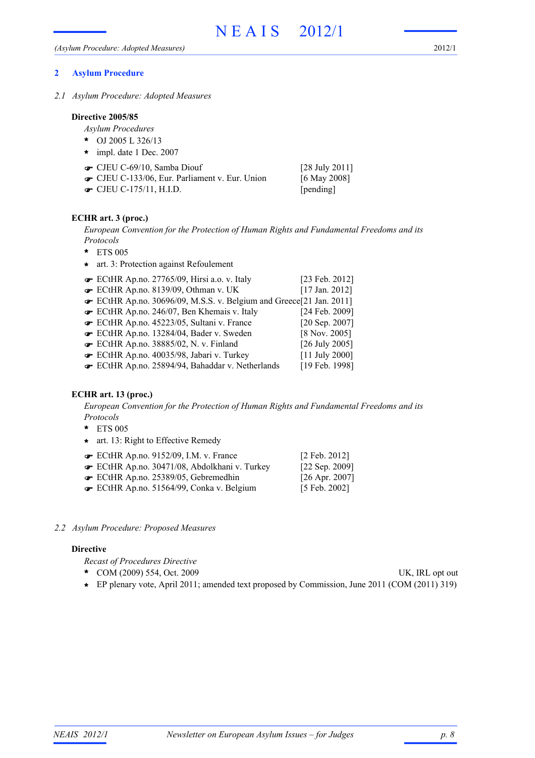## 2 Asylum Procedure

### 2.1 Asylum Procedure: Adopted Measures

**Directive 2005/85**

*Asylum Procedures*

- * OJ 2005 L 326/13
- * impl. date 1 Dec. 2007

| | |
|---|---|
| ☛ CJEU C-69/10, Samba Diouf | [28 July 2011] |
| ☛ CJEU C-133/06, Eur. Parliament v. Eur. Union | [6 May 2008] |
| ☛ CJEU C-175/11, H.I.D. | [pending] |

**ECHR art. 3 (proc.)**

*European Convention for the Protection of Human Rights and Fundamental Freedoms and its Protocols*

- * ETS 005
- * art. 3: Protection against Refoulement

| | |
|---|---|
| ☛ ECtHR Ap.no. 27765/09, Hirsi a.o. v. Italy | [23 Feb. 2012] |
| ☛ ECtHR Ap.no. 8139/09, Othman v. UK | [17 Jan. 2012] |
| ☛ ECtHR Ap.no. 30696/09, M.S.S. v. Belgium and Greece | [21 Jan. 2011] |
| ☛ ECtHR Ap.no. 246/07, Ben Khemais v. Italy | [24 Feb. 2009] |
| ☛ ECtHR Ap.no. 45223/05, Sultani v. France | [20 Sep. 2007] |
| ☛ ECtHR Ap.no. 13284/04, Bader v. Sweden | [8 Nov. 2005] |
| ☛ ECtHR Ap.no. 38885/02, N. v. Finland | [26 July 2005] |
| ☛ ECtHR Ap.no. 40035/98, Jabari v. Turkey | [11 July 2000] |
| ☛ ECtHR Ap.no. 25894/94, Bahaddar v. Netherlands | [19 Feb. 1998] |

**ECHR art. 13 (proc.)**

*European Convention for the Protection of Human Rights and Fundamental Freedoms and its Protocols*

- * ETS 005
- * art. 13: Right to Effective Remedy

| | |
|---|---|
| ☛ ECtHR Ap.no. 9152/09, I.M. v. France | [2 Feb. 2012] |
| ☛ ECtHR Ap.no. 30471/08, Abdolkhani v. Turkey | [22 Sep. 2009] |
| ☛ ECtHR Ap.no. 25389/05, Gebremedhin | [26 Apr. 2007] |
| ☛ ECtHR Ap.no. 51564/99, Conka v. Belgium | [5 Feb. 2002] |

### 2.2 Asylum Procedure: Proposed Measures

**Directive**

*Recast of Procedures Directive*

- * COM (2009) 554, Oct. 2009 — UK, IRL opt out
- * EP plenary vote, April 2011; amended text proposed by Commission, June 2011 (COM (2011) 319)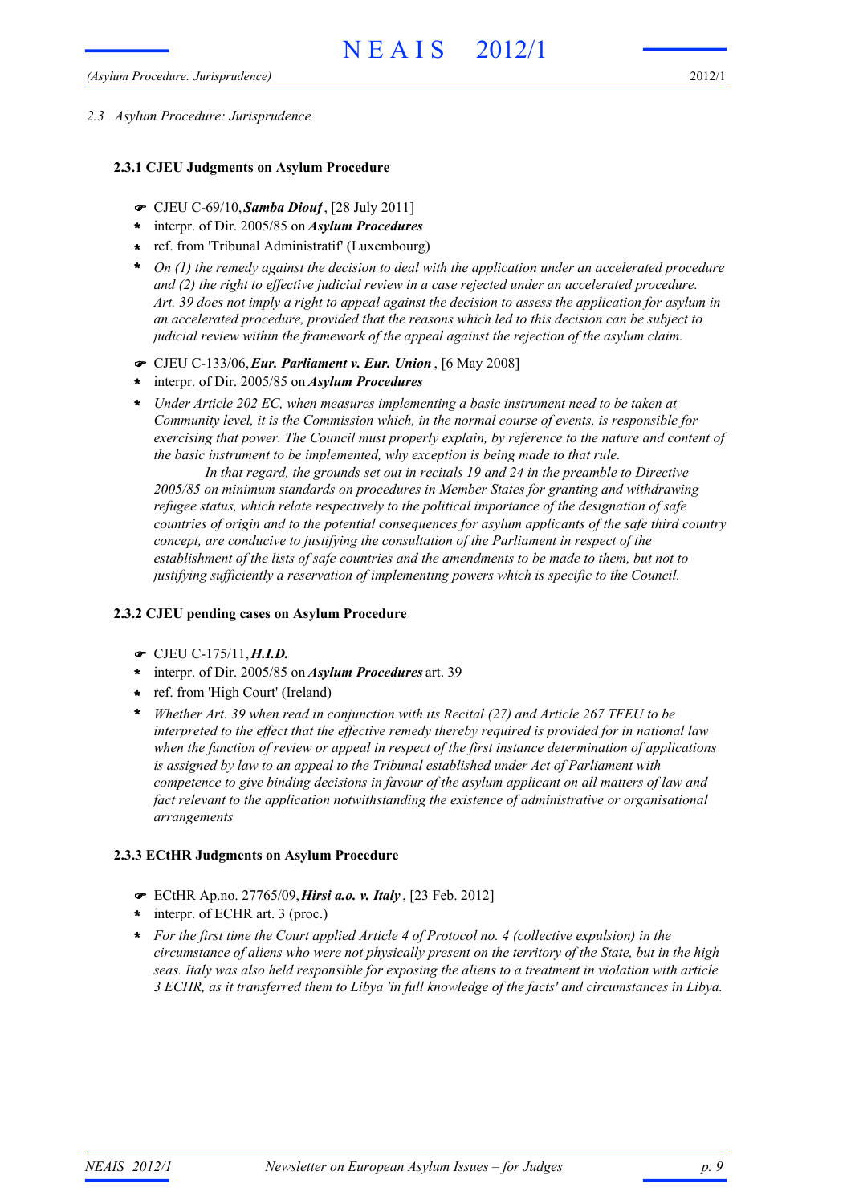*2.3 Asylum Procedure: Jurisprudence*

### 2.3.1 CJEU Judgments on Asylum Procedure

- ☛ CJEU C-69/10, ***Samba Diouf***, [28 July 2011]
- \* interpr. of Dir. 2005/85 on ***Asylum Procedures***
- \* ref. from 'Tribunal Administratif' (Luxembourg)
- \* *On (1) the remedy against the decision to deal with the application under an accelerated procedure and (2) the right to effective judicial review in a case rejected under an accelerated procedure. Art. 39 does not imply a right to appeal against the decision to assess the application for asylum in an accelerated procedure, provided that the reasons which led to this decision can be subject to judicial review within the framework of the appeal against the rejection of the asylum claim.*

- ☛ CJEU C-133/06, ***Eur. Parliament v. Eur. Union***, [6 May 2008]
- \* interpr. of Dir. 2005/85 on ***Asylum Procedures***
- \* *Under Article 202 EC, when measures implementing a basic instrument need to be taken at Community level, it is the Commission which, in the normal course of events, is responsible for exercising that power. The Council must properly explain, by reference to the nature and content of the basic instrument to be implemented, why exception is being made to that rule.*

  *In that regard, the grounds set out in recitals 19 and 24 in the preamble to Directive 2005/85 on minimum standards on procedures in Member States for granting and withdrawing refugee status, which relate respectively to the political importance of the designation of safe countries of origin and to the potential consequences for asylum applicants of the safe third country concept, are conducive to justifying the consultation of the Parliament in respect of the establishment of the lists of safe countries and the amendments to be made to them, but not to justifying sufficiently a reservation of implementing powers which is specific to the Council.*

### 2.3.2 CJEU pending cases on Asylum Procedure

- ☛ CJEU C-175/11, ***H.I.D.***
- \* interpr. of Dir. 2005/85 on ***Asylum Procedures*** art. 39
- \* ref. from 'High Court' (Ireland)
- \* *Whether Art. 39 when read in conjunction with its Recital (27) and Article 267 TFEU to be interpreted to the effect that the effective remedy thereby required is provided for in national law when the function of review or appeal in respect of the first instance determination of applications is assigned by law to an appeal to the Tribunal established under Act of Parliament with competence to give binding decisions in favour of the asylum applicant on all matters of law and fact relevant to the application notwithstanding the existence of administrative or organisational arrangements*

### 2.3.3 ECtHR Judgments on Asylum Procedure

- ☛ ECtHR Ap.no. 27765/09, ***Hirsi a.o. v. Italy***, [23 Feb. 2012]
- \* interpr. of ECHR art. 3 (proc.)
- \* *For the first time the Court applied Article 4 of Protocol no. 4 (collective expulsion) in the circumstance of aliens who were not physically present on the territory of the State, but in the high seas. Italy was also held responsible for exposing the aliens to a treatment in violation with article 3 ECHR, as it transferred them to Libya 'in full knowledge of the facts' and circumstances in Libya.*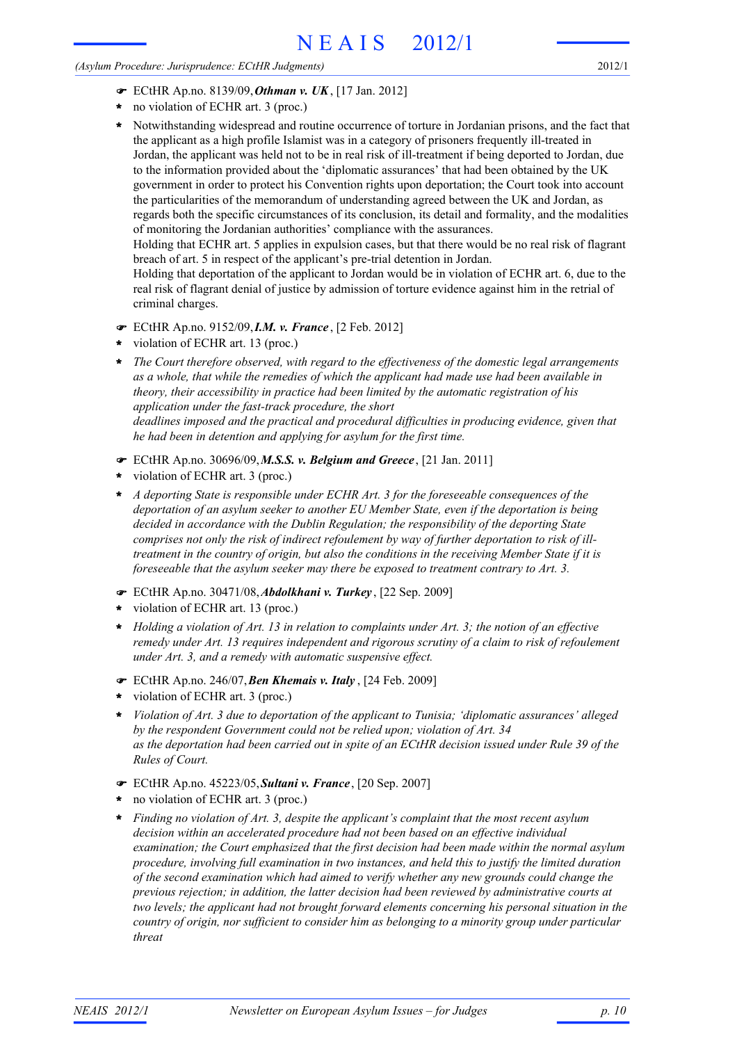- ☛ ECtHR Ap.no. 8139/09, ***Othman v. UK***, [17 Jan. 2012]
- * no violation of ECHR art. 3 (proc.)
- * Notwithstanding widespread and routine occurrence of torture in Jordanian prisons, and the fact that the applicant as a high profile Islamist was in a category of prisoners frequently ill-treated in Jordan, the applicant was held not to be in real risk of ill-treatment if being deported to Jordan, due to the information provided about the 'diplomatic assurances' that had been obtained by the UK government in order to protect his Convention rights upon deportation; the Court took into account the particularities of the memorandum of understanding agreed between the UK and Jordan, as regards both the specific circumstances of its conclusion, its detail and formality, and the modalities of monitoring the Jordanian authorities' compliance with the assurances.
  Holding that ECHR art. 5 applies in expulsion cases, but that there would be no real risk of flagrant breach of art. 5 in respect of the applicant's pre-trial detention in Jordan.
  Holding that deportation of the applicant to Jordan would be in violation of ECHR art. 6, due to the real risk of flagrant denial of justice by admission of torture evidence against him in the retrial of criminal charges.

- ☛ ECtHR Ap.no. 9152/09, ***I.M. v. France***, [2 Feb. 2012]
- * violation of ECHR art. 13 (proc.)
- * *The Court therefore observed, with regard to the effectiveness of the domestic legal arrangements as a whole, that while the remedies of which the applicant had made use had been available in theory, their accessibility in practice had been limited by the automatic registration of his application under the fast-track procedure, the short deadlines imposed and the practical and procedural difficulties in producing evidence, given that he had been in detention and applying for asylum for the first time.*

- ☛ ECtHR Ap.no. 30696/09, ***M.S.S. v. Belgium and Greece***, [21 Jan. 2011]
- * violation of ECHR art. 3 (proc.)
- * *A deporting State is responsible under ECHR Art. 3 for the foreseeable consequences of the deportation of an asylum seeker to another EU Member State, even if the deportation is being decided in accordance with the Dublin Regulation; the responsibility of the deporting State comprises not only the risk of indirect refoulement by way of further deportation to risk of ill-treatment in the country of origin, but also the conditions in the receiving Member State if it is foreseeable that the asylum seeker may there be exposed to treatment contrary to Art. 3.*

- ☛ ECtHR Ap.no. 30471/08, ***Abdolkhani v. Turkey***, [22 Sep. 2009]
- * violation of ECHR art. 13 (proc.)
- * *Holding a violation of Art. 13 in relation to complaints under Art. 3; the notion of an effective remedy under Art. 13 requires independent and rigorous scrutiny of a claim to risk of refoulement under Art. 3, and a remedy with automatic suspensive effect.*

- ☛ ECtHR Ap.no. 246/07, ***Ben Khemais v. Italy***, [24 Feb. 2009]
- * violation of ECHR art. 3 (proc.)
- * *Violation of Art. 3 due to deportation of the applicant to Tunisia; 'diplomatic assurances' alleged by the respondent Government could not be relied upon; violation of Art. 34 as the deportation had been carried out in spite of an ECtHR decision issued under Rule 39 of the Rules of Court.*

- ☛ ECtHR Ap.no. 45223/05, ***Sultani v. France***, [20 Sep. 2007]
- * no violation of ECHR art. 3 (proc.)
- * *Finding no violation of Art. 3, despite the applicant's complaint that the most recent asylum decision within an accelerated procedure had not been based on an effective individual examination; the Court emphasized that the first decision had been made within the normal asylum procedure, involving full examination in two instances, and held this to justify the limited duration of the second examination which had aimed to verify whether any new grounds could change the previous rejection; in addition, the latter decision had been reviewed by administrative courts at two levels; the applicant had not brought forward elements concerning his personal situation in the country of origin, nor sufficient to consider him as belonging to a minority group under particular threat*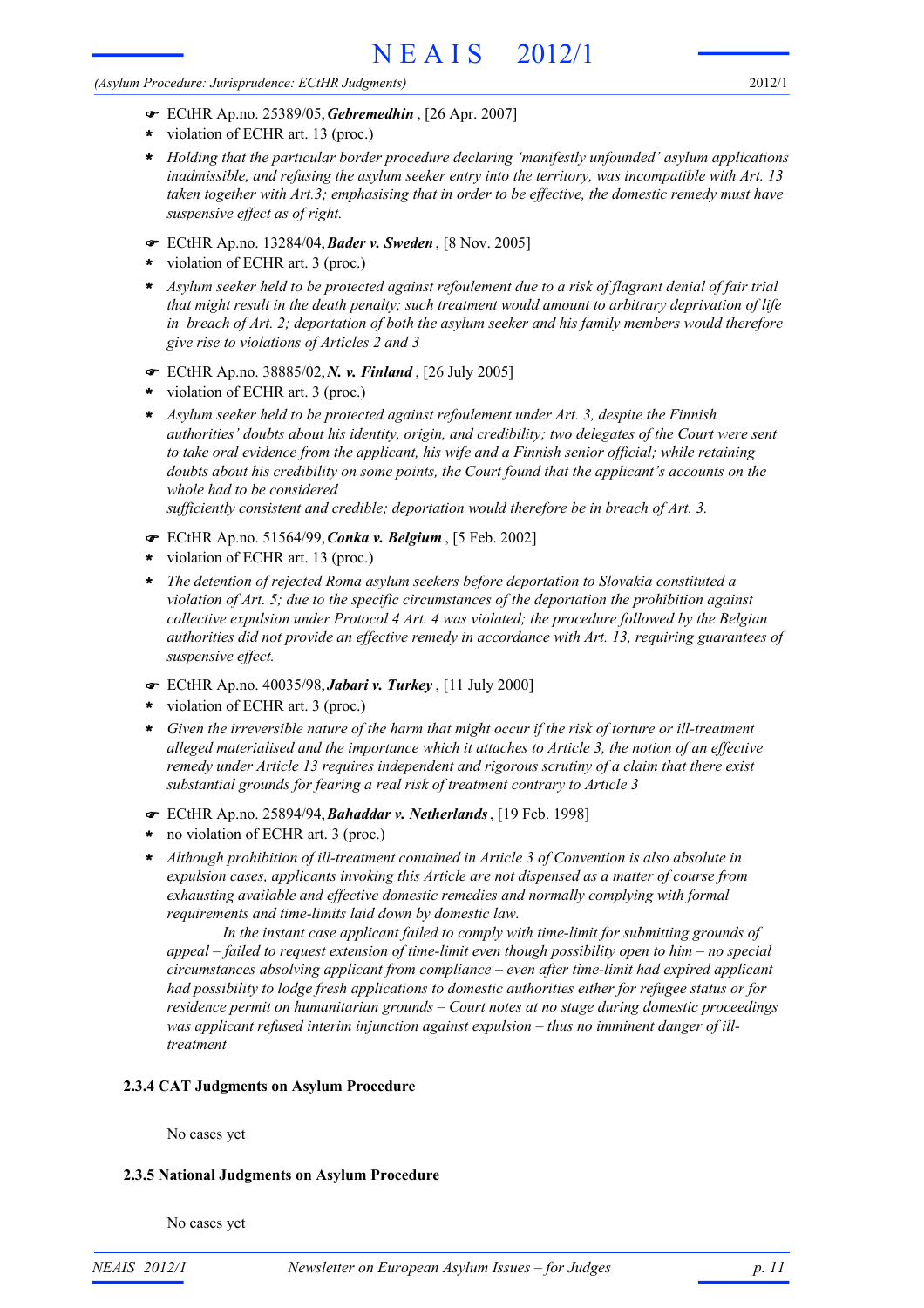- ☛ ECtHR Ap.no. 25389/05, ***Gebremedhin***, [26 Apr. 2007]
- * violation of ECHR art. 13 (proc.)
- * *Holding that the particular border procedure declaring 'manifestly unfounded' asylum applications inadmissible, and refusing the asylum seeker entry into the territory, was incompatible with Art. 13 taken together with Art.3; emphasising that in order to be effective, the domestic remedy must have suspensive effect as of right.*

- ☛ ECtHR Ap.no. 13284/04, ***Bader v. Sweden***, [8 Nov. 2005]
- * violation of ECHR art. 3 (proc.)
- * *Asylum seeker held to be protected against refoulement due to a risk of flagrant denial of fair trial that might result in the death penalty; such treatment would amount to arbitrary deprivation of life in breach of Art. 2; deportation of both the asylum seeker and his family members would therefore give rise to violations of Articles 2 and 3*

- ☛ ECtHR Ap.no. 38885/02, ***N. v. Finland***, [26 July 2005]
- * violation of ECHR art. 3 (proc.)
- * *Asylum seeker held to be protected against refoulement under Art. 3, despite the Finnish authorities' doubts about his identity, origin, and credibility; two delegates of the Court were sent to take oral evidence from the applicant, his wife and a Finnish senior official; while retaining doubts about his credibility on some points, the Court found that the applicant's accounts on the whole had to be considered sufficiently consistent and credible; deportation would therefore be in breach of Art. 3.*

- ☛ ECtHR Ap.no. 51564/99, ***Conka v. Belgium***, [5 Feb. 2002]
- * violation of ECHR art. 13 (proc.)
- * *The detention of rejected Roma asylum seekers before deportation to Slovakia constituted a violation of Art. 5; due to the specific circumstances of the deportation the prohibition against collective expulsion under Protocol 4 Art. 4 was violated; the procedure followed by the Belgian authorities did not provide an effective remedy in accordance with Art. 13, requiring guarantees of suspensive effect.*

- ☛ ECtHR Ap.no. 40035/98, ***Jabari v. Turkey***, [11 July 2000]
- * violation of ECHR art. 3 (proc.)
- * *Given the irreversible nature of the harm that might occur if the risk of torture or ill-treatment alleged materialised and the importance which it attaches to Article 3, the notion of an effective remedy under Article 13 requires independent and rigorous scrutiny of a claim that there exist substantial grounds for fearing a real risk of treatment contrary to Article 3*

- ☛ ECtHR Ap.no. 25894/94, ***Bahaddar v. Netherlands***, [19 Feb. 1998]
- * no violation of ECHR art. 3 (proc.)
- * *Although prohibition of ill-treatment contained in Article 3 of Convention is also absolute in expulsion cases, applicants invoking this Article are not dispensed as a matter of course from exhausting available and effective domestic remedies and normally complying with formal requirements and time-limits laid down by domestic law.*

  *In the instant case applicant failed to comply with time-limit for submitting grounds of appeal – failed to request extension of time-limit even though possibility open to him – no special circumstances absolving applicant from compliance – even after time-limit had expired applicant had possibility to lodge fresh applications to domestic authorities either for refugee status or for residence permit on humanitarian grounds – Court notes at no stage during domestic proceedings was applicant refused interim injunction against expulsion – thus no imminent danger of ill-treatment*

### 2.3.4 CAT Judgments on Asylum Procedure

No cases yet

### 2.3.5 National Judgments on Asylum Procedure

No cases yet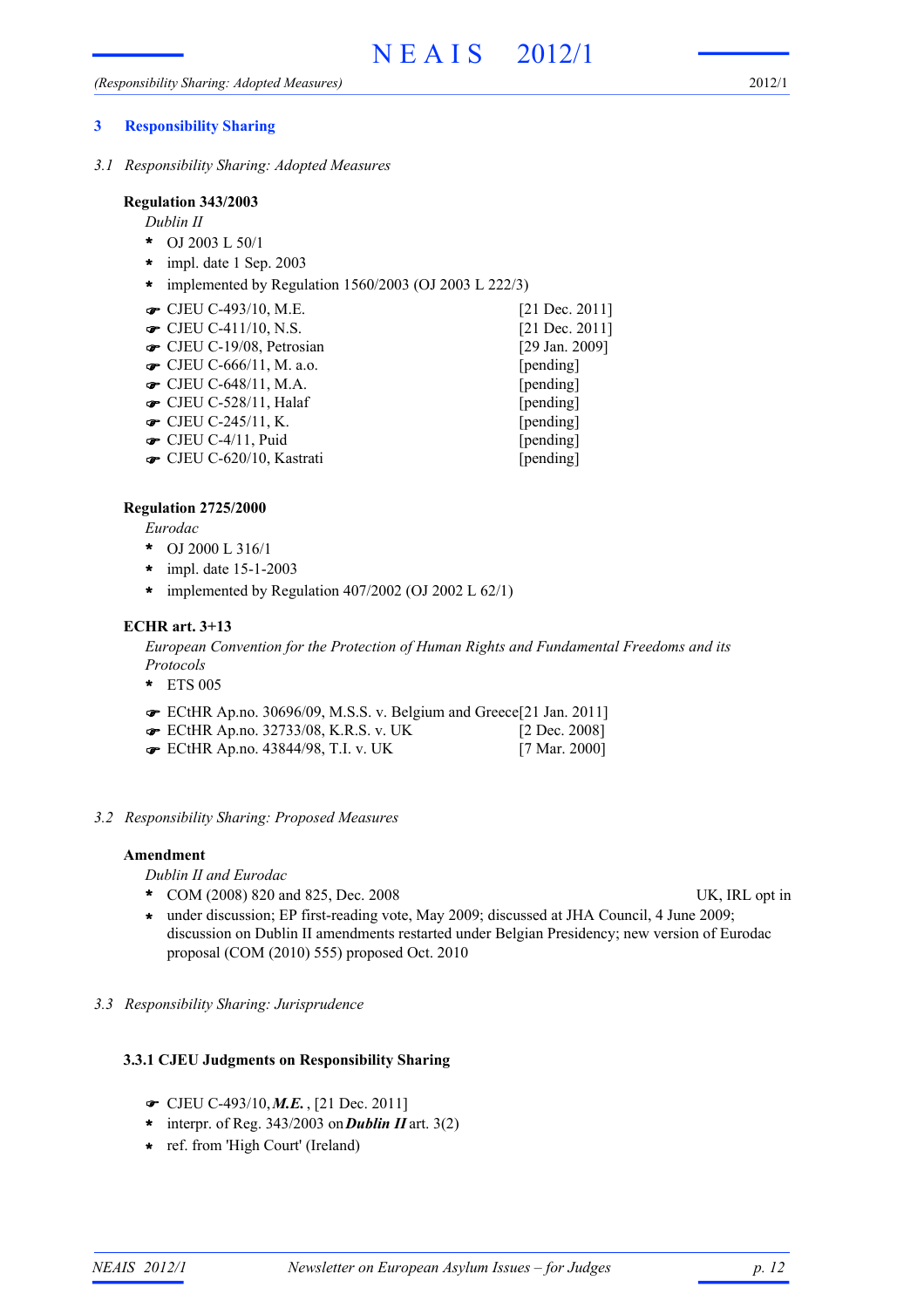# 3 Responsibility Sharing

## *3.1 Responsibility Sharing: Adopted Measures*

**Regulation 343/2003**

*Dublin II*

- OJ 2003 L 50/1
- impl. date 1 Sep. 2003
- implemented by Regulation 1560/2003 (OJ 2003 L 222/3)

| | |
|---|---|
| ☛ CJEU C-493/10, M.E. | [21 Dec. 2011] |
| ☛ CJEU C-411/10, N.S. | [21 Dec. 2011] |
| ☛ CJEU C-19/08, Petrosian | [29 Jan. 2009] |
| ☛ CJEU C-666/11, M. a.o. | [pending] |
| ☛ CJEU C-648/11, M.A. | [pending] |
| ☛ CJEU C-528/11, Halaf | [pending] |
| ☛ CJEU C-245/11, K. | [pending] |
| ☛ CJEU C-4/11, Puid | [pending] |
| ☛ CJEU C-620/10, Kastrati | [pending] |

**Regulation 2725/2000**

*Eurodac*

- OJ 2000 L 316/1
- impl. date 15-1-2003
- implemented by Regulation 407/2002 (OJ 2002 L 62/1)

**ECHR art. 3+13**

*European Convention for the Protection of Human Rights and Fundamental Freedoms and its Protocols*

- ETS 005

| | |
|---|---|
| ☛ ECtHR Ap.no. 30696/09, M.S.S. v. Belgium and Greece | [21 Jan. 2011] |
| ☛ ECtHR Ap.no. 32733/08, K.R.S. v. UK | [2 Dec. 2008] |
| ☛ ECtHR Ap.no. 43844/98, T.I. v. UK | [7 Mar. 2000] |

## *3.2 Responsibility Sharing: Proposed Measures*

**Amendment**

*Dublin II and Eurodac*

- COM (2008) 820 and 825, Dec. 2008 — UK, IRL opt in
- under discussion; EP first-reading vote, May 2009; discussed at JHA Council, 4 June 2009; discussion on Dublin II amendments restarted under Belgian Presidency; new version of Eurodac proposal (COM (2010) 555) proposed Oct. 2010

## *3.3 Responsibility Sharing: Jurisprudence*

### 3.3.1 CJEU Judgments on Responsibility Sharing

☛ CJEU C-493/10, ***M.E.***, [21 Dec. 2011]

- interpr. of Reg. 343/2003 on ***Dublin II*** art. 3(2)
- ref. from 'High Court' (Ireland)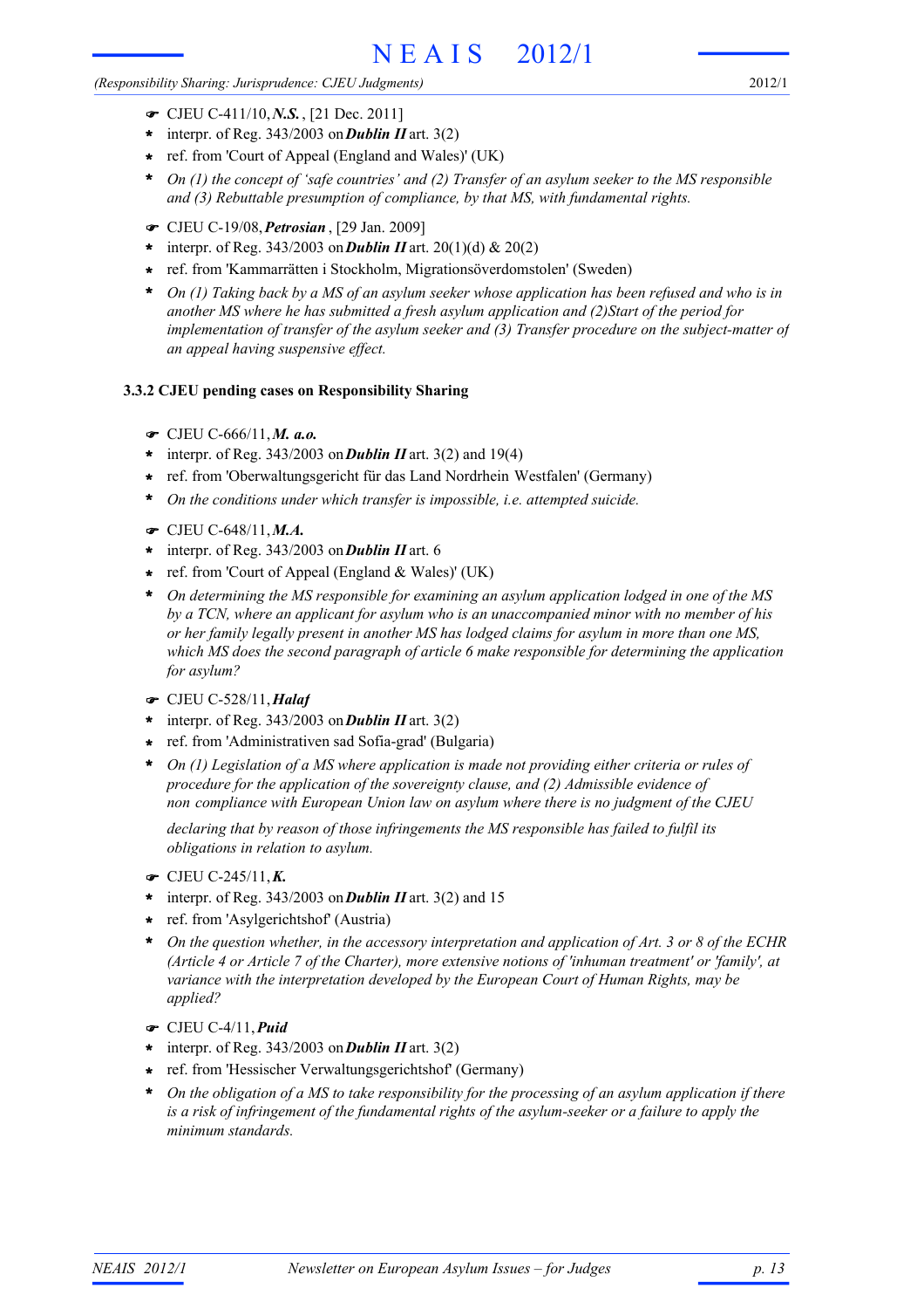- ☛ CJEU C-411/10, ***N.S.***, [21 Dec. 2011]
  - * interpr. of Reg. 343/2003 on ***Dublin II*** art. 3(2)
  - * ref. from 'Court of Appeal (England and Wales)' (UK)
  - * *On (1) the concept of 'safe countries' and (2) Transfer of an asylum seeker to the MS responsible and (3) Rebuttable presumption of compliance, by that MS, with fundamental rights.*

- ☛ CJEU C-19/08, ***Petrosian***, [29 Jan. 2009]
  - * interpr. of Reg. 343/2003 on ***Dublin II*** art. 20(1)(d) & 20(2)
  - * ref. from 'Kammarrätten i Stockholm, Migrationsöverdomstolen' (Sweden)
  - * *On (1) Taking back by a MS of an asylum seeker whose application has been refused and who is in another MS where he has submitted a fresh asylum application and (2)Start of the period for implementation of transfer of the asylum seeker and (3) Transfer procedure on the subject-matter of an appeal having suspensive effect.*

### 3.3.2 CJEU pending cases on Responsibility Sharing

- ☛ CJEU C-666/11, ***M. a.o.***
  - * interpr. of Reg. 343/2003 on ***Dublin II*** art. 3(2) and 19(4)
  - * ref. from 'Oberwaltungsgericht für das Land Nordrhein Westfalen' (Germany)
  - * *On the conditions under which transfer is impossible, i.e. attempted suicide.*

- ☛ CJEU C-648/11, ***M.A.***
  - * interpr. of Reg. 343/2003 on ***Dublin II*** art. 6
  - * ref. from 'Court of Appeal (England & Wales)' (UK)
  - * *On determining the MS responsible for examining an asylum application lodged in one of the MS by a TCN, where an applicant for asylum who is an unaccompanied minor with no member of his or her family legally present in another MS has lodged claims for asylum in more than one MS, which MS does the second paragraph of article 6 make responsible for determining the application for asylum?*

- ☛ CJEU C-528/11, ***Halaf***
  - * interpr. of Reg. 343/2003 on ***Dublin II*** art. 3(2)
  - * ref. from 'Administrativen sad Sofia-grad' (Bulgaria)
  - * *On (1) Legislation of a MS where application is made not providing either criteria or rules of procedure for the application of the sovereignty clause, and (2) Admissible evidence of non compliance with European Union law on asylum where there is no judgment of the CJEU declaring that by reason of those infringements the MS responsible has failed to fulfil its obligations in relation to asylum.*

- ☛ CJEU C-245/11, ***K.***
  - * interpr. of Reg. 343/2003 on ***Dublin II*** art. 3(2) and 15
  - * ref. from 'Asylgerichtshof' (Austria)
  - * *On the question whether, in the accessory interpretation and application of Art. 3 or 8 of the ECHR (Article 4 or Article 7 of the Charter), more extensive notions of 'inhuman treatment' or 'family', at variance with the interpretation developed by the European Court of Human Rights, may be applied?*

- ☛ CJEU C-4/11, ***Puid***
  - * interpr. of Reg. 343/2003 on ***Dublin II*** art. 3(2)
  - * ref. from 'Hessischer Verwaltungsgerichtshof' (Germany)
  - * *On the obligation of a MS to take responsibility for the processing of an asylum application if there is a risk of infringement of the fundamental rights of the asylum-seeker or a failure to apply the minimum standards.*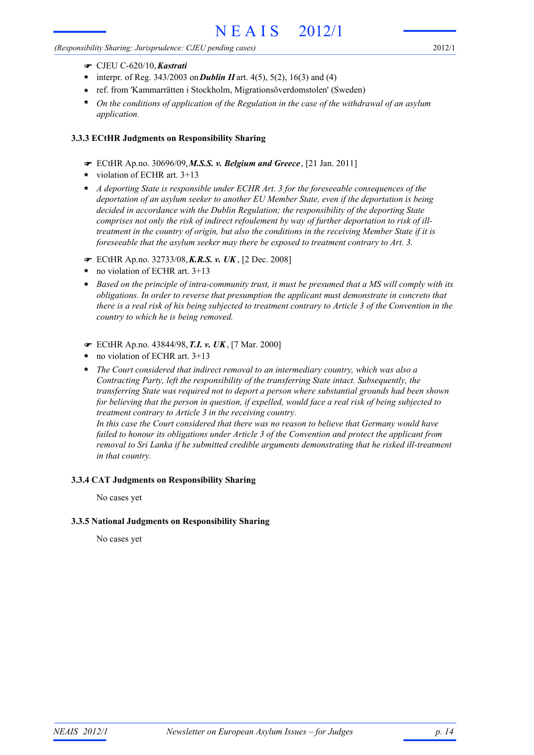- ☛ CJEU C-620/10, ***Kastrati***
  - * interpr. of Reg. 343/2003 on ***Dublin II*** art. 4(5), 5(2), 16(3) and (4)
  - * ref. from 'Kammarrätten i Stockholm, Migrationsöverdomstolen' (Sweden)
  - * *On the conditions of application of the Regulation in the case of the withdrawal of an asylum application.*

### 3.3.3 ECtHR Judgments on Responsibility Sharing

- ☛ ECtHR Ap.no. 30696/09, ***M.S.S. v. Belgium and Greece***, [21 Jan. 2011]
  - * violation of ECHR art. 3+13
  - * *A deporting State is responsible under ECHR Art. 3 for the foreseeable consequences of the deportation of an asylum seeker to another EU Member State, even if the deportation is being decided in accordance with the Dublin Regulation; the responsibility of the deporting State comprises not only the risk of indirect refoulement by way of further deportation to risk of ill-treatment in the country of origin, but also the conditions in the receiving Member State if it is foreseeable that the asylum seeker may there be exposed to treatment contrary to Art. 3.*

- ☛ ECtHR Ap.no. 32733/08, ***K.R.S. v. UK***, [2 Dec. 2008]
  - * no violation of ECHR art. 3+13
  - * *Based on the principle of intra-community trust, it must be presumed that a MS will comply with its obligations. In order to reverse that presumption the applicant must demonstrate in concreto that there is a real risk of his being subjected to treatment contrary to Article 3 of the Convention in the country to which he is being removed.*

- ☛ ECtHR Ap.no. 43844/98, ***T.I. v. UK***, [7 Mar. 2000]
  - * no violation of ECHR art. 3+13
  - * *The Court considered that indirect removal to an intermediary country, which was also a Contracting Party, left the responsibility of the transferring State intact. Subsequently, the transferring State was required not to deport a person where substantial grounds had been shown for believing that the person in question, if expelled, would face a real risk of being subjected to treatment contrary to Article 3 in the receiving country.*
    *In this case the Court considered that there was no reason to believe that Germany would have failed to honour its obligations under Article 3 of the Convention and protect the applicant from removal to Sri Lanka if he submitted credible arguments demonstrating that he risked ill-treatment in that country.*

### 3.3.4 CAT Judgments on Responsibility Sharing

No cases yet

### 3.3.5 National Judgments on Responsibility Sharing

No cases yet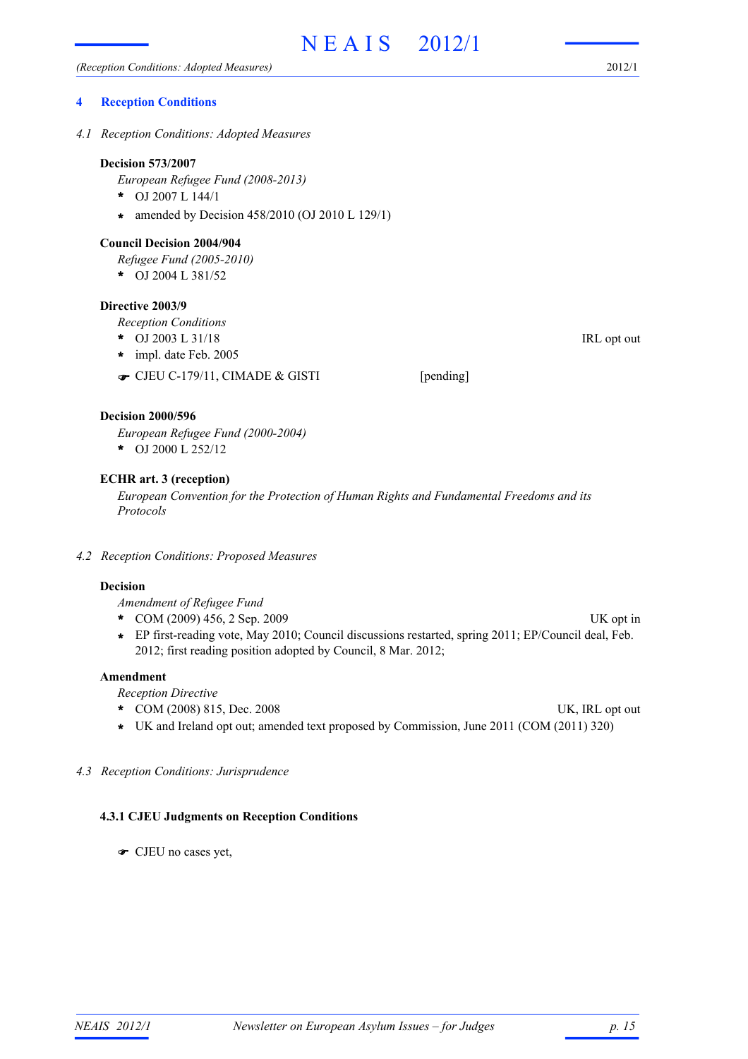## 4 Reception Conditions

### *4.1 Reception Conditions: Adopted Measures*

**Decision 573/2007**

*European Refugee Fund (2008-2013)*

- OJ 2007 L 144/1
- amended by Decision 458/2010 (OJ 2010 L 129/1)

**Council Decision 2004/904**

*Refugee Fund (2005-2010)*

- OJ 2004 L 381/52

**Directive 2003/9**

*Reception Conditions*

- OJ 2003 L 31/18 — IRL opt out
- impl. date Feb. 2005

☛ CJEU C-179/11, CIMADE & GISTI [pending]

**Decision 2000/596**

*European Refugee Fund (2000-2004)*

- OJ 2000 L 252/12

**ECHR art. 3 (reception)**

*European Convention for the Protection of Human Rights and Fundamental Freedoms and its Protocols*

### *4.2 Reception Conditions: Proposed Measures*

**Decision**

*Amendment of Refugee Fund*

- COM (2009) 456, 2 Sep. 2009 — UK opt in
- EP first-reading vote, May 2010; Council discussions restarted, spring 2011; EP/Council deal, Feb. 2012; first reading position adopted by Council, 8 Mar. 2012;

**Amendment**

*Reception Directive*

- COM (2008) 815, Dec. 2008 — UK, IRL opt out
- UK and Ireland opt out; amended text proposed by Commission, June 2011 (COM (2011) 320)

### *4.3 Reception Conditions: Jurisprudence*

#### 4.3.1 CJEU Judgments on Reception Conditions

☛ CJEU no cases yet,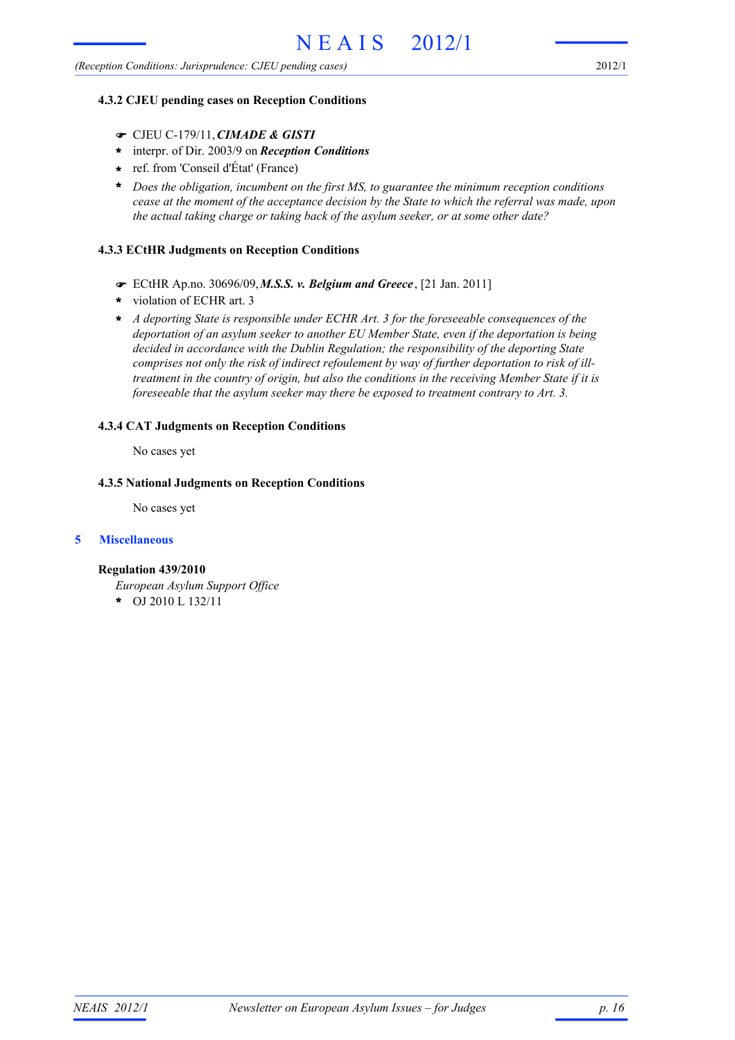#### 4.3.2 CJEU pending cases on Reception Conditions

- ☛ CJEU C-179/11, ***CIMADE & GISTI***
- * interpr. of Dir. 2003/9 on ***Reception Conditions***
- * ref. from 'Conseil d'État' (France)
- * *Does the obligation, incumbent on the first MS, to guarantee the minimum reception conditions cease at the moment of the acceptance decision by the State to which the referral was made, upon the actual taking charge or taking back of the asylum seeker, or at some other date?*

#### 4.3.3 ECtHR Judgments on Reception Conditions

- ☛ ECtHR Ap.no. 30696/09, ***M.S.S. v. Belgium and Greece***, [21 Jan. 2011]
- * violation of ECHR art. 3
- * *A deporting State is responsible under ECHR Art. 3 for the foreseeable consequences of the deportation of an asylum seeker to another EU Member State, even if the deportation is being decided in accordance with the Dublin Regulation; the responsibility of the deporting State comprises not only the risk of indirect refoulement by way of further deportation to risk of ill-treatment in the country of origin, but also the conditions in the receiving Member State if it is foreseeable that the asylum seeker may there be exposed to treatment contrary to Art. 3.*

#### 4.3.4 CAT Judgments on Reception Conditions

No cases yet

#### 4.3.5 National Judgments on Reception Conditions

No cases yet

## 5 Miscellaneous

**Regulation 439/2010**

*European Asylum Support Office*

- * OJ 2010 L 132/11